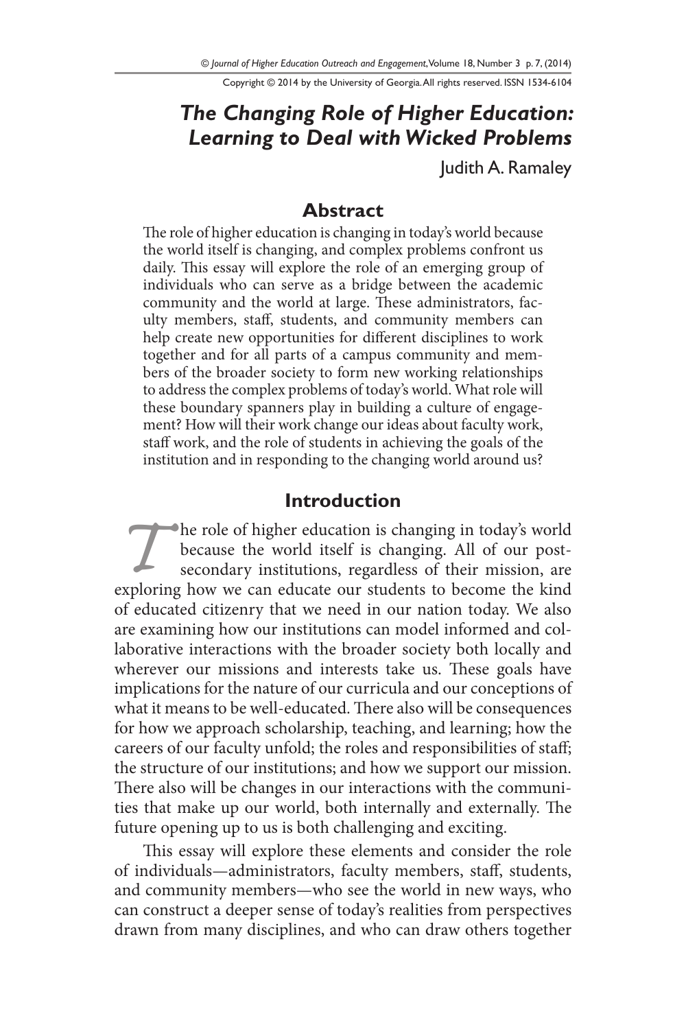# *The Changing Role of Higher Education: Learning to Deal with Wicked Problems*

Judith A. Ramaley

## Abstract

The role of higher education is changing in today's world because the world itself is changing, and complex problems confront us daily. This essay will explore the role of an emerging group of individuals who can serve as a bridge between the academic community and the world at large. These administrators, faculty members, staff, students, and community members can help create new opportunities for different disciplines to work together and for all parts of a campus community and members of the broader society to form new working relationships to address the complex problems of today's world. What role will these boundary spanners play in building a culture of engagement? How will their work change our ideas about faculty work, staff work, and the role of students in achieving the goals of the institution and in responding to the changing world around us?

## Introduction

The role of higher education is changing in today's world because the world itself is changing. All of our post-secondary institutions, regardless of their mission, are exploring how we can educate our students to become the kind of educated citizenry that we need in our nation today. We also are examining how our institutions can model informed and collaborative interactions with the broader society both locally and wherever our missions and interests take us. These goals have implications for the nature of our curricula and our conceptions of what it means to be well-educated. There also will be consequences for how we approach scholarship, teaching, and learning; how the careers of our faculty unfold; the roles and responsibilities of staff; the structure of our institutions; and how we support our mission. There also will be changes in our interactions with the communities that make up our world, both internally and externally. The future opening up to us is both challenging and exciting.

This essay will explore these elements and consider the role of individuals—administrators, faculty members, staff, students, and community members—who see the world in new ways, who can construct a deeper sense of today's realities from perspectives drawn from many disciplines, and who can draw others together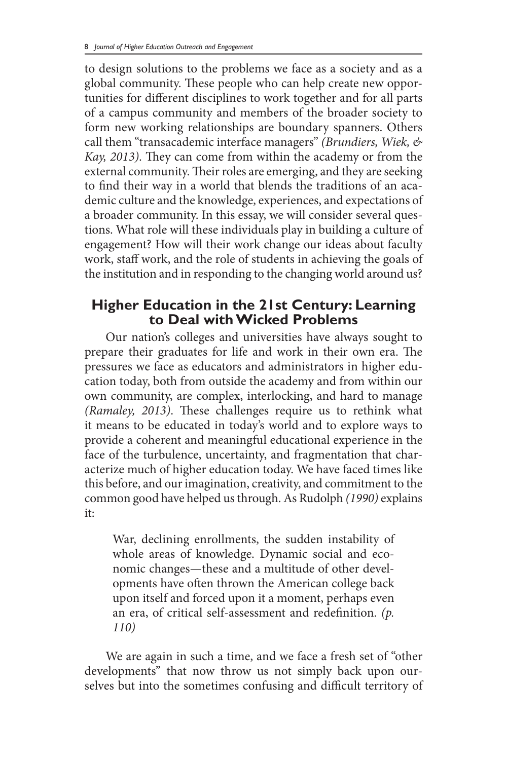to design solutions to the problems we face as a society and as a global community. These people who can help create new opportunities for different disciplines to work together and for all parts of a campus community and members of the broader society to form new working relationships are boundary spanners. Others call them "transacademic interface managers" *(Brundiers, Wiek, & Kay, 2013)*. They can come from within the academy or from the external community. Their roles are emerging, and they are seeking to find their way in a world that blends the traditions of an academic culture and the knowledge, experiences, and expectations of a broader community. In this essay, we will consider several questions. What role will these individuals play in building a culture of engagement? How will their work change our ideas about faculty work, staff work, and the role of students in achieving the goals of the institution and in responding to the changing world around us?

## Higher Education in the 21st Century: Learning to Deal with Wicked Problems

Our nation's colleges and universities have always sought to prepare their graduates for life and work in their own era. The pressures we face as educators and administrators in higher education today, both from outside the academy and from within our own community, are complex, interlocking, and hard to manage *(Ramaley, 2013)*. These challenges require us to rethink what it means to be educated in today's world and to explore ways to provide a coherent and meaningful educational experience in the face of the turbulence, uncertainty, and fragmentation that characterize much of higher education today. We have faced times like this before, and our imagination, creativity, and commitment to the common good have helped us through. As Rudolph *(1990)* explains it:

> War, declining enrollments, the sudden instability of whole areas of knowledge. Dynamic social and economic changes—these and a multitude of other developments have often thrown the American college back upon itself and forced upon it a moment, perhaps even an era, of critical self-assessment and redefinition. *(p. 110)*

We are again in such a time, and we face a fresh set of "other developments" that now throw us not simply back upon ourselves but into the sometimes confusing and difficult territory of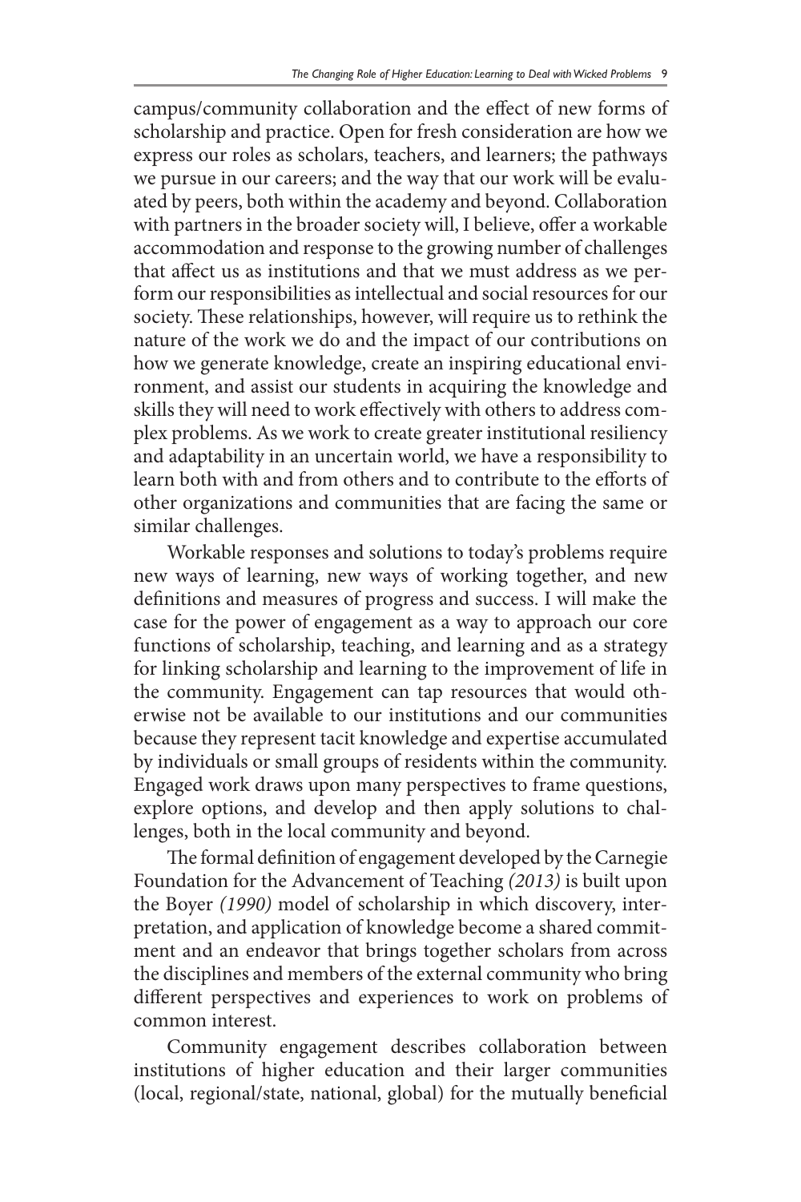campus/community collaboration and the effect of new forms of scholarship and practice. Open for fresh consideration are how we express our roles as scholars, teachers, and learners; the pathways we pursue in our careers; and the way that our work will be evaluated by peers, both within the academy and beyond. Collaboration with partners in the broader society will, I believe, offer a workable accommodation and response to the growing number of challenges that affect us as institutions and that we must address as we perform our responsibilities as intellectual and social resources for our society. These relationships, however, will require us to rethink the nature of the work we do and the impact of our contributions on how we generate knowledge, create an inspiring educational environment, and assist our students in acquiring the knowledge and skills they will need to work effectively with others to address complex problems. As we work to create greater institutional resiliency and adaptability in an uncertain world, we have a responsibility to learn both with and from others and to contribute to the efforts of other organizations and communities that are facing the same or similar challenges.

Workable responses and solutions to today's problems require new ways of learning, new ways of working together, and new definitions and measures of progress and success. I will make the case for the power of engagement as a way to approach our core functions of scholarship, teaching, and learning and as a strategy for linking scholarship and learning to the improvement of life in the community. Engagement can tap resources that would otherwise not be available to our institutions and our communities because they represent tacit knowledge and expertise accumulated by individuals or small groups of residents within the community. Engaged work draws upon many perspectives to frame questions, explore options, and develop and then apply solutions to challenges, both in the local community and beyond.

The formal definition of engagement developed by the Carnegie Foundation for the Advancement of Teaching *(2013)* is built upon the Boyer *(1990)* model of scholarship in which discovery, interpretation, and application of knowledge become a shared commitment and an endeavor that brings together scholars from across the disciplines and members of the external community who bring different perspectives and experiences to work on problems of common interest.

Community engagement describes collaboration between institutions of higher education and their larger communities (local, regional/state, national, global) for the mutually beneficial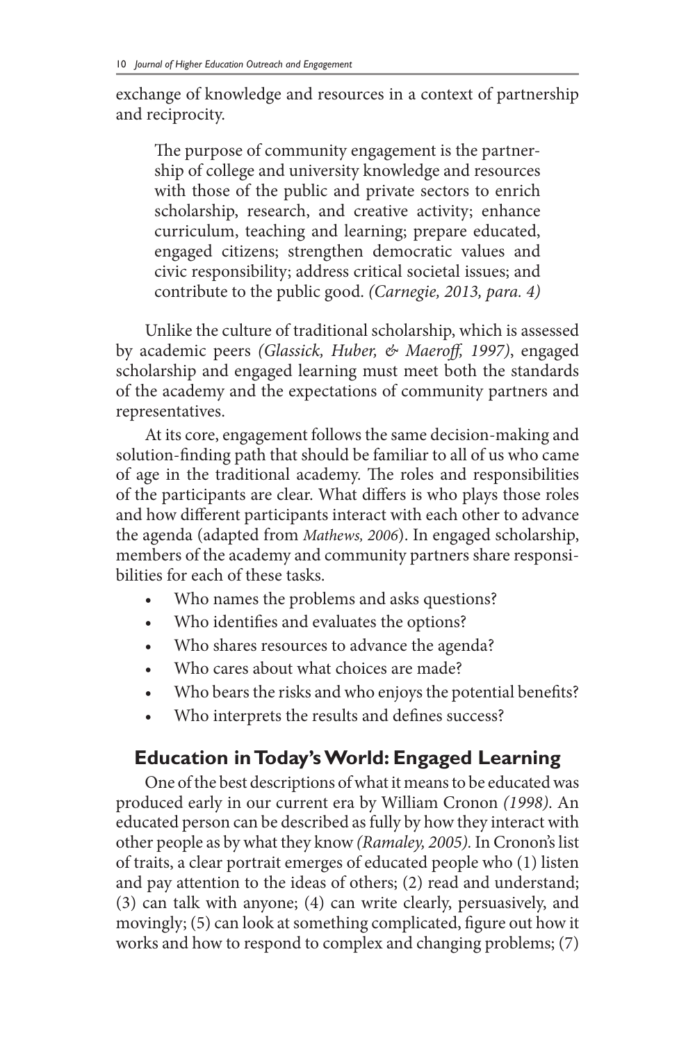exchange of knowledge and resources in a context of partnership and reciprocity.

> The purpose of community engagement is the partnership of college and university knowledge and resources with those of the public and private sectors to enrich scholarship, research, and creative activity; enhance curriculum, teaching and learning; prepare educated, engaged citizens; strengthen democratic values and civic responsibility; address critical societal issues; and contribute to the public good. *(Carnegie, 2013, para. 4)*

Unlike the culture of traditional scholarship, which is assessed by academic peers *(Glassick, Huber, & Maeroff, 1997)*, engaged scholarship and engaged learning must meet both the standards of the academy and the expectations of community partners and representatives.

At its core, engagement follows the same decision-making and solution-finding path that should be familiar to all of us who came of age in the traditional academy. The roles and responsibilities of the participants are clear. What differs is who plays those roles and how different participants interact with each other to advance the agenda (adapted from *Mathews, 2006*). In engaged scholarship, members of the academy and community partners share responsibilities for each of these tasks.

- Who names the problems and asks questions?
- Who identifies and evaluates the options?
- Who shares resources to advance the agenda?
- Who cares about what choices are made?
- Who bears the risks and who enjoys the potential benefits?
- Who interprets the results and defines success?

## Education in Today's World: Engaged Learning

One of the best descriptions of what it means to be educated was produced early in our current era by William Cronon *(1998)*. An educated person can be described as fully by how they interact with other people as by what they know *(Ramaley, 2005)*. In Cronon's list of traits, a clear portrait emerges of educated people who (1) listen and pay attention to the ideas of others; (2) read and understand; (3) can talk with anyone; (4) can write clearly, persuasively, and movingly; (5) can look at something complicated, figure out how it works and how to respond to complex and changing problems; (7)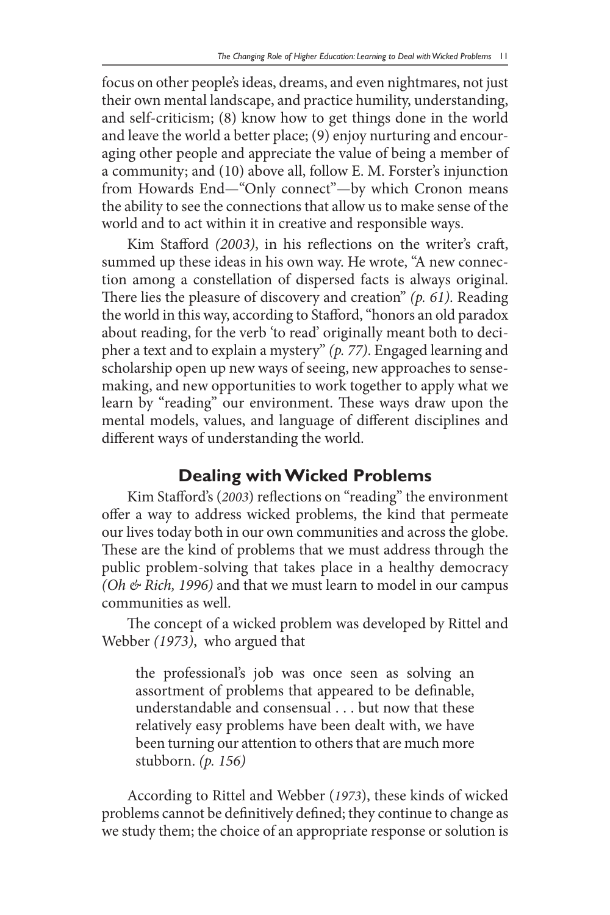focus on other people's ideas, dreams, and even nightmares, not just their own mental landscape, and practice humility, understanding, and self-criticism; (8) know how to get things done in the world and leave the world a better place; (9) enjoy nurturing and encouraging other people and appreciate the value of being a member of a community; and (10) above all, follow E. M. Forster's injunction from Howards End—"Only connect"—by which Cronon means the ability to see the connections that allow us to make sense of the world and to act within it in creative and responsible ways.

Kim Stafford *(2003)*, in his reflections on the writer's craft, summed up these ideas in his own way. He wrote, "A new connection among a constellation of dispersed facts is always original. There lies the pleasure of discovery and creation" *(p. 61)*. Reading the world in this way, according to Stafford, "honors an old paradox about reading, for the verb 'to read' originally meant both to decipher a text and to explain a mystery" *(p. 77)*. Engaged learning and scholarship open up new ways of seeing, new approaches to sense-making, and new opportunities to work together to apply what we learn by "reading" our environment. These ways draw upon the mental models, values, and language of different disciplines and different ways of understanding the world.

## Dealing with Wicked Problems

Kim Stafford's (*2003*) reflections on "reading" the environment offer a way to address wicked problems, the kind that permeate our lives today both in our own communities and across the globe. These are the kind of problems that we must address through the public problem-solving that takes place in a healthy democracy *(Oh & Rich, 1996)* and that we must learn to model in our campus communities as well.

The concept of a wicked problem was developed by Rittel and Webber *(1973)*, who argued that

> the professional's job was once seen as solving an assortment of problems that appeared to be definable, understandable and consensual . . . but now that these relatively easy problems have been dealt with, we have been turning our attention to others that are much more stubborn. *(p. 156)*

According to Rittel and Webber (*1973*), these kinds of wicked problems cannot be definitively defined; they continue to change as we study them; the choice of an appropriate response or solution is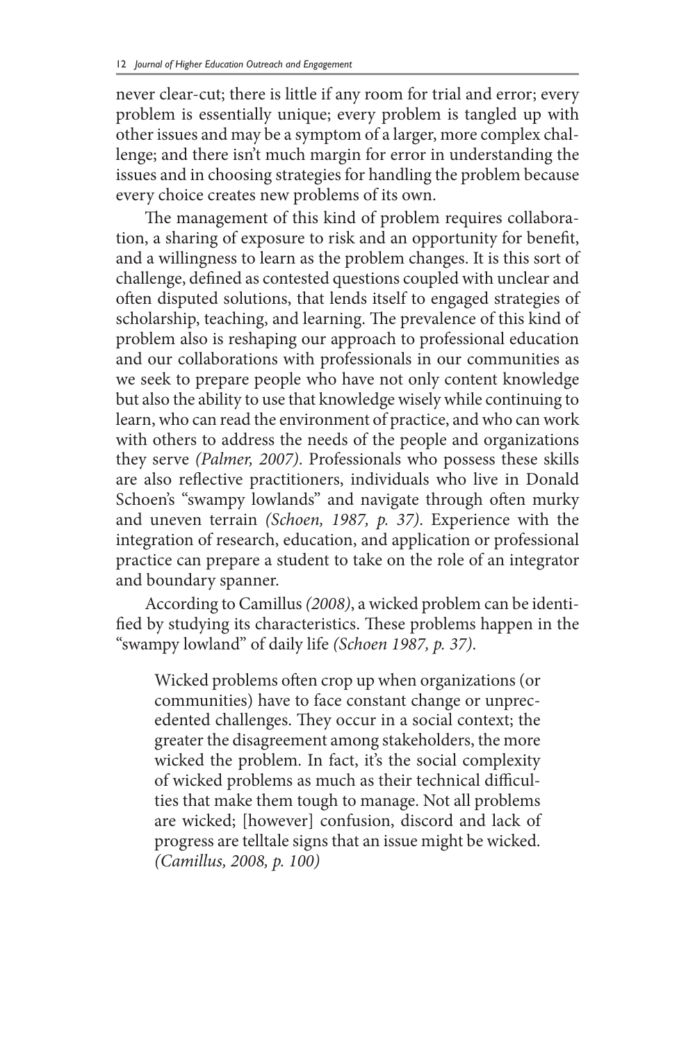never clear-cut; there is little if any room for trial and error; every problem is essentially unique; every problem is tangled up with other issues and may be a symptom of a larger, more complex challenge; and there isn't much margin for error in understanding the issues and in choosing strategies for handling the problem because every choice creates new problems of its own.

The management of this kind of problem requires collaboration, a sharing of exposure to risk and an opportunity for benefit, and a willingness to learn as the problem changes. It is this sort of challenge, defined as contested questions coupled with unclear and often disputed solutions, that lends itself to engaged strategies of scholarship, teaching, and learning. The prevalence of this kind of problem also is reshaping our approach to professional education and our collaborations with professionals in our communities as we seek to prepare people who have not only content knowledge but also the ability to use that knowledge wisely while continuing to learn, who can read the environment of practice, and who can work with others to address the needs of the people and organizations they serve *(Palmer, 2007)*. Professionals who possess these skills are also reflective practitioners, individuals who live in Donald Schoen's "swampy lowlands" and navigate through often murky and uneven terrain *(Schoen, 1987, p. 37)*. Experience with the integration of research, education, and application or professional practice can prepare a student to take on the role of an integrator and boundary spanner.

According to Camillus *(2008)*, a wicked problem can be identified by studying its characteristics. These problems happen in the "swampy lowland" of daily life *(Schoen 1987, p. 37)*.

> Wicked problems often crop up when organizations (or communities) have to face constant change or unprecedented challenges. They occur in a social context; the greater the disagreement among stakeholders, the more wicked the problem. In fact, it's the social complexity of wicked problems as much as their technical difficulties that make them tough to manage. Not all problems are wicked; [however] confusion, discord and lack of progress are telltale signs that an issue might be wicked. *(Camillus, 2008, p. 100)*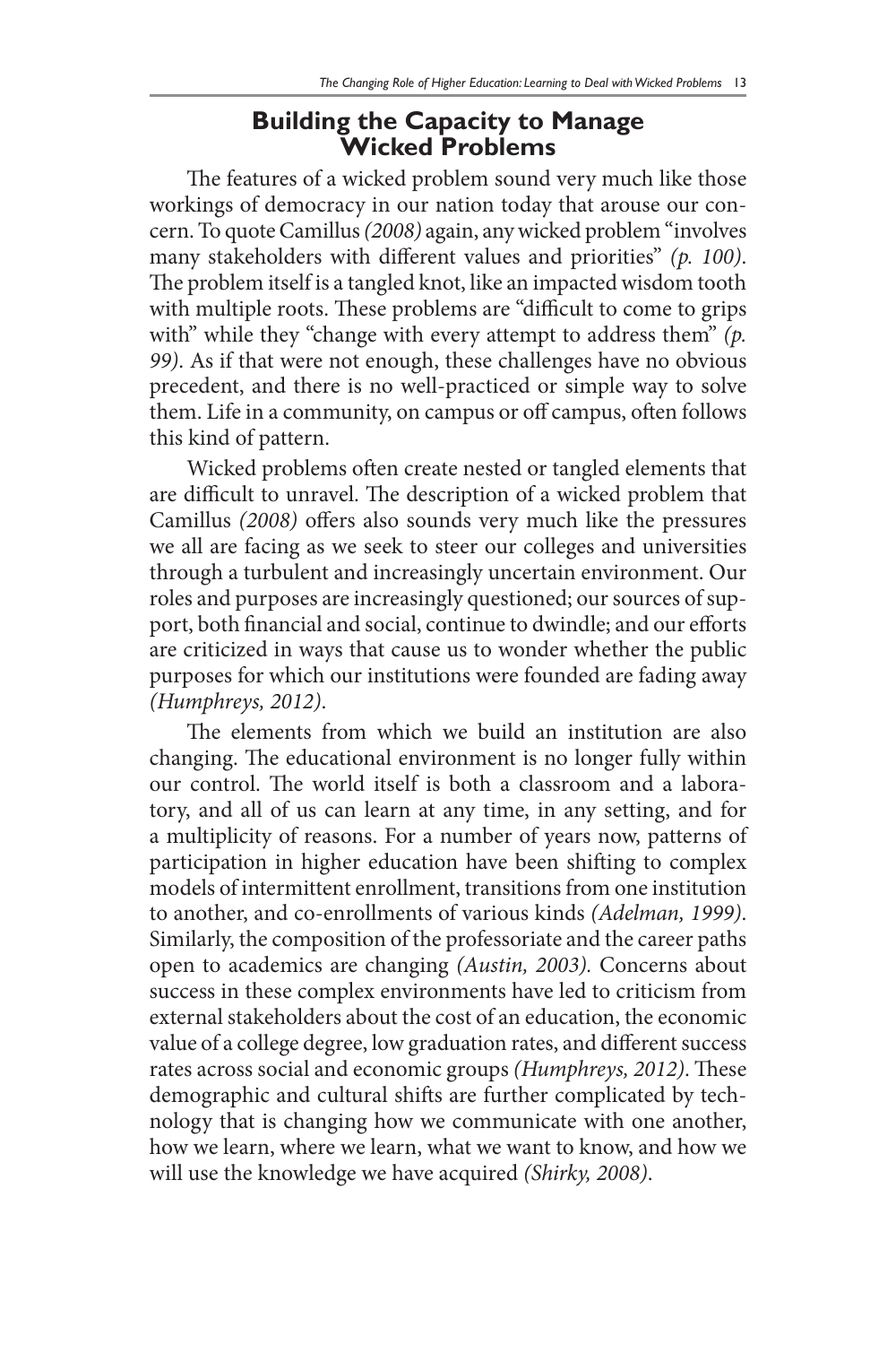## Building the Capacity to Manage Wicked Problems

The features of a wicked problem sound very much like those workings of democracy in our nation today that arouse our concern. To quote Camillus *(2008)* again, any wicked problem "involves many stakeholders with different values and priorities" *(p. 100)*. The problem itself is a tangled knot, like an impacted wisdom tooth with multiple roots. These problems are "difficult to come to grips with" while they "change with every attempt to address them" *(p. 99)*. As if that were not enough, these challenges have no obvious precedent, and there is no well-practiced or simple way to solve them. Life in a community, on campus or off campus, often follows this kind of pattern.

Wicked problems often create nested or tangled elements that are difficult to unravel. The description of a wicked problem that Camillus *(2008)* offers also sounds very much like the pressures we all are facing as we seek to steer our colleges and universities through a turbulent and increasingly uncertain environment. Our roles and purposes are increasingly questioned; our sources of support, both financial and social, continue to dwindle; and our efforts are criticized in ways that cause us to wonder whether the public purposes for which our institutions were founded are fading away *(Humphreys, 2012)*.

The elements from which we build an institution are also changing. The educational environment is no longer fully within our control. The world itself is both a classroom and a laboratory, and all of us can learn at any time, in any setting, and for a multiplicity of reasons. For a number of years now, patterns of participation in higher education have been shifting to complex models of intermittent enrollment, transitions from one institution to another, and co-enrollments of various kinds *(Adelman, 1999)*. Similarly, the composition of the professoriate and the career paths open to academics are changing *(Austin, 2003)*. Concerns about success in these complex environments have led to criticism from external stakeholders about the cost of an education, the economic value of a college degree, low graduation rates, and different success rates across social and economic groups *(Humphreys, 2012)*. These demographic and cultural shifts are further complicated by technology that is changing how we communicate with one another, how we learn, where we learn, what we want to know, and how we will use the knowledge we have acquired *(Shirky, 2008)*.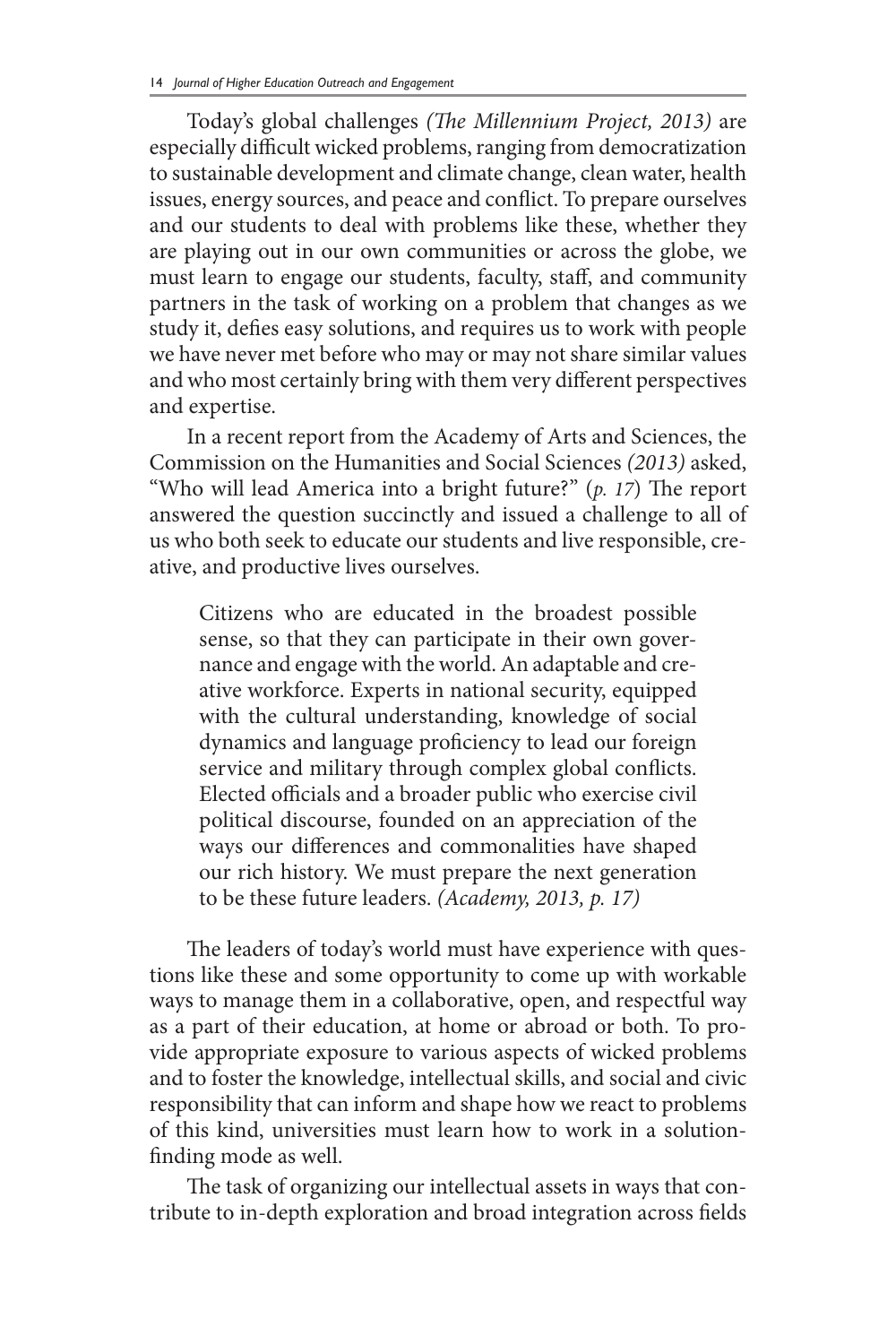Today's global challenges *(The Millennium Project, 2013)* are especially difficult wicked problems, ranging from democratization to sustainable development and climate change, clean water, health issues, energy sources, and peace and conflict. To prepare ourselves and our students to deal with problems like these, whether they are playing out in our own communities or across the globe, we must learn to engage our students, faculty, staff, and community partners in the task of working on a problem that changes as we study it, defies easy solutions, and requires us to work with people we have never met before who may or may not share similar values and who most certainly bring with them very different perspectives and expertise.

In a recent report from the Academy of Arts and Sciences, the Commission on the Humanities and Social Sciences *(2013)* asked, "Who will lead America into a bright future?" (*p. 17*) The report answered the question succinctly and issued a challenge to all of us who both seek to educate our students and live responsible, creative, and productive lives ourselves.

> Citizens who are educated in the broadest possible sense, so that they can participate in their own governance and engage with the world. An adaptable and creative workforce. Experts in national security, equipped with the cultural understanding, knowledge of social dynamics and language proficiency to lead our foreign service and military through complex global conflicts. Elected officials and a broader public who exercise civil political discourse, founded on an appreciation of the ways our differences and commonalities have shaped our rich history. We must prepare the next generation to be these future leaders. *(Academy, 2013, p. 17)*

The leaders of today's world must have experience with questions like these and some opportunity to come up with workable ways to manage them in a collaborative, open, and respectful way as a part of their education, at home or abroad or both. To provide appropriate exposure to various aspects of wicked problems and to foster the knowledge, intellectual skills, and social and civic responsibility that can inform and shape how we react to problems of this kind, universities must learn how to work in a solution-finding mode as well.

The task of organizing our intellectual assets in ways that contribute to in-depth exploration and broad integration across fields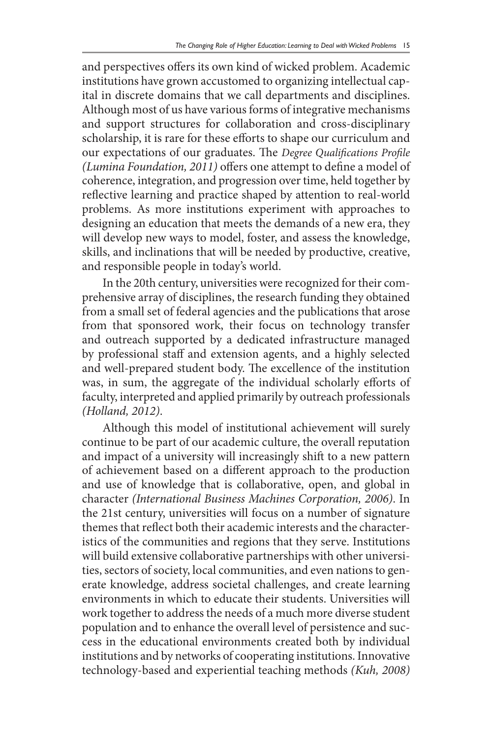and perspectives offers its own kind of wicked problem. Academic institutions have grown accustomed to organizing intellectual capital in discrete domains that we call departments and disciplines. Although most of us have various forms of integrative mechanisms and support structures for collaboration and cross-disciplinary scholarship, it is rare for these efforts to shape our curriculum and our expectations of our graduates. The *Degree Qualifications Profile (Lumina Foundation, 2011)* offers one attempt to define a model of coherence, integration, and progression over time, held together by reflective learning and practice shaped by attention to real-world problems. As more institutions experiment with approaches to designing an education that meets the demands of a new era, they will develop new ways to model, foster, and assess the knowledge, skills, and inclinations that will be needed by productive, creative, and responsible people in today's world.

In the 20th century, universities were recognized for their comprehensive array of disciplines, the research funding they obtained from a small set of federal agencies and the publications that arose from that sponsored work, their focus on technology transfer and outreach supported by a dedicated infrastructure managed by professional staff and extension agents, and a highly selected and well-prepared student body. The excellence of the institution was, in sum, the aggregate of the individual scholarly efforts of faculty, interpreted and applied primarily by outreach professionals *(Holland, 2012)*.

Although this model of institutional achievement will surely continue to be part of our academic culture, the overall reputation and impact of a university will increasingly shift to a new pattern of achievement based on a different approach to the production and use of knowledge that is collaborative, open, and global in character *(International Business Machines Corporation, 2006)*. In the 21st century, universities will focus on a number of signature themes that reflect both their academic interests and the characteristics of the communities and regions that they serve. Institutions will build extensive collaborative partnerships with other universities, sectors of society, local communities, and even nations to generate knowledge, address societal challenges, and create learning environments in which to educate their students. Universities will work together to address the needs of a much more diverse student population and to enhance the overall level of persistence and success in the educational environments created both by individual institutions and by networks of cooperating institutions. Innovative technology-based and experiential teaching methods *(Kuh, 2008)*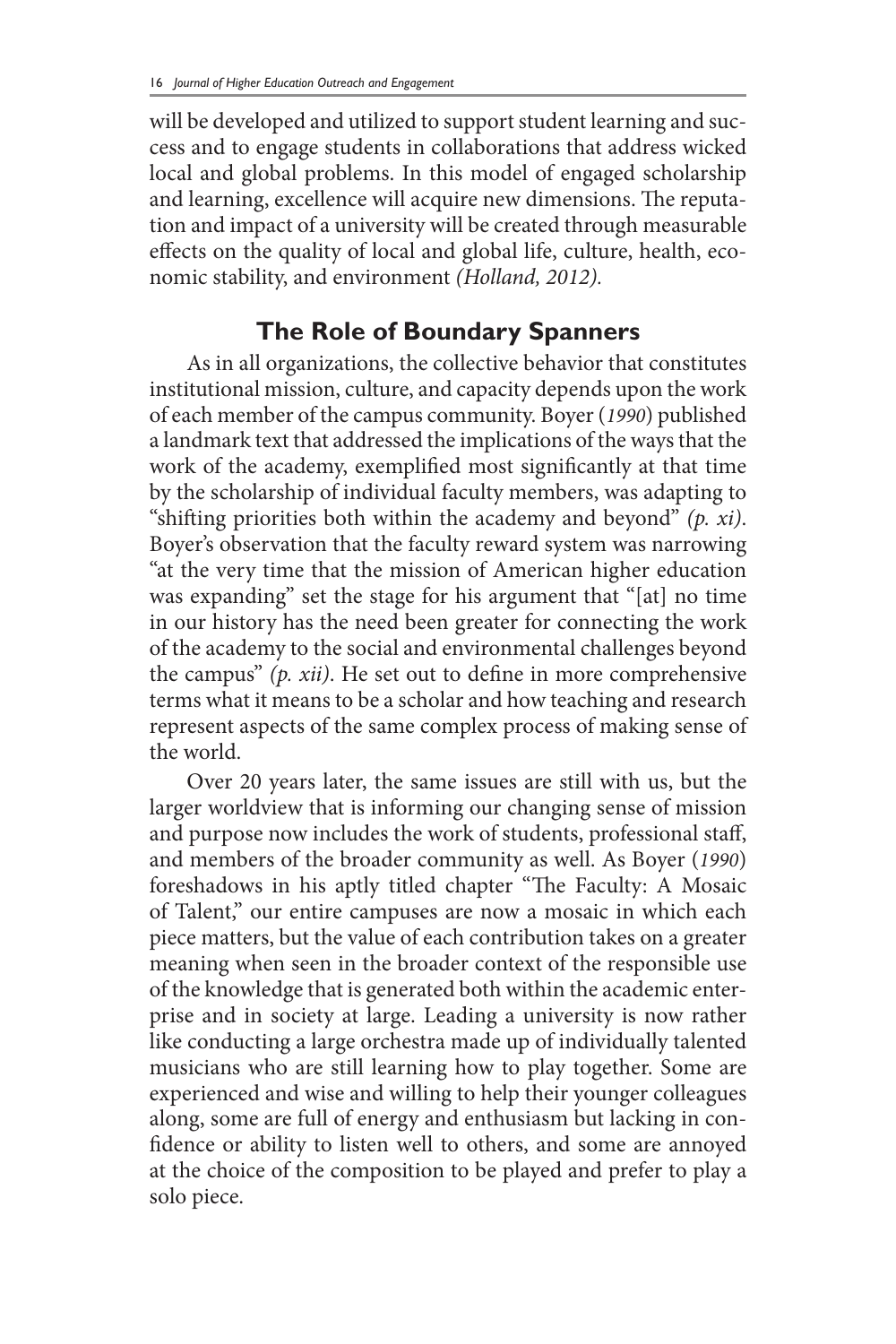will be developed and utilized to support student learning and success and to engage students in collaborations that address wicked local and global problems. In this model of engaged scholarship and learning, excellence will acquire new dimensions. The reputation and impact of a university will be created through measurable effects on the quality of local and global life, culture, health, economic stability, and environment *(Holland, 2012).*

## The Role of Boundary Spanners

As in all organizations, the collective behavior that constitutes institutional mission, culture, and capacity depends upon the work of each member of the campus community. Boyer (*1990*) published a landmark text that addressed the implications of the ways that the work of the academy, exemplified most significantly at that time by the scholarship of individual faculty members, was adapting to "shifting priorities both within the academy and beyond" *(p. xi)*. Boyer's observation that the faculty reward system was narrowing "at the very time that the mission of American higher education was expanding" set the stage for his argument that "[at] no time in our history has the need been greater for connecting the work of the academy to the social and environmental challenges beyond the campus" *(p. xii)*. He set out to define in more comprehensive terms what it means to be a scholar and how teaching and research represent aspects of the same complex process of making sense of the world.

Over 20 years later, the same issues are still with us, but the larger worldview that is informing our changing sense of mission and purpose now includes the work of students, professional staff, and members of the broader community as well. As Boyer (*1990*) foreshadows in his aptly titled chapter "The Faculty: A Mosaic of Talent," our entire campuses are now a mosaic in which each piece matters, but the value of each contribution takes on a greater meaning when seen in the broader context of the responsible use of the knowledge that is generated both within the academic enterprise and in society at large. Leading a university is now rather like conducting a large orchestra made up of individually talented musicians who are still learning how to play together. Some are experienced and wise and willing to help their younger colleagues along, some are full of energy and enthusiasm but lacking in confidence or ability to listen well to others, and some are annoyed at the choice of the composition to be played and prefer to play a solo piece.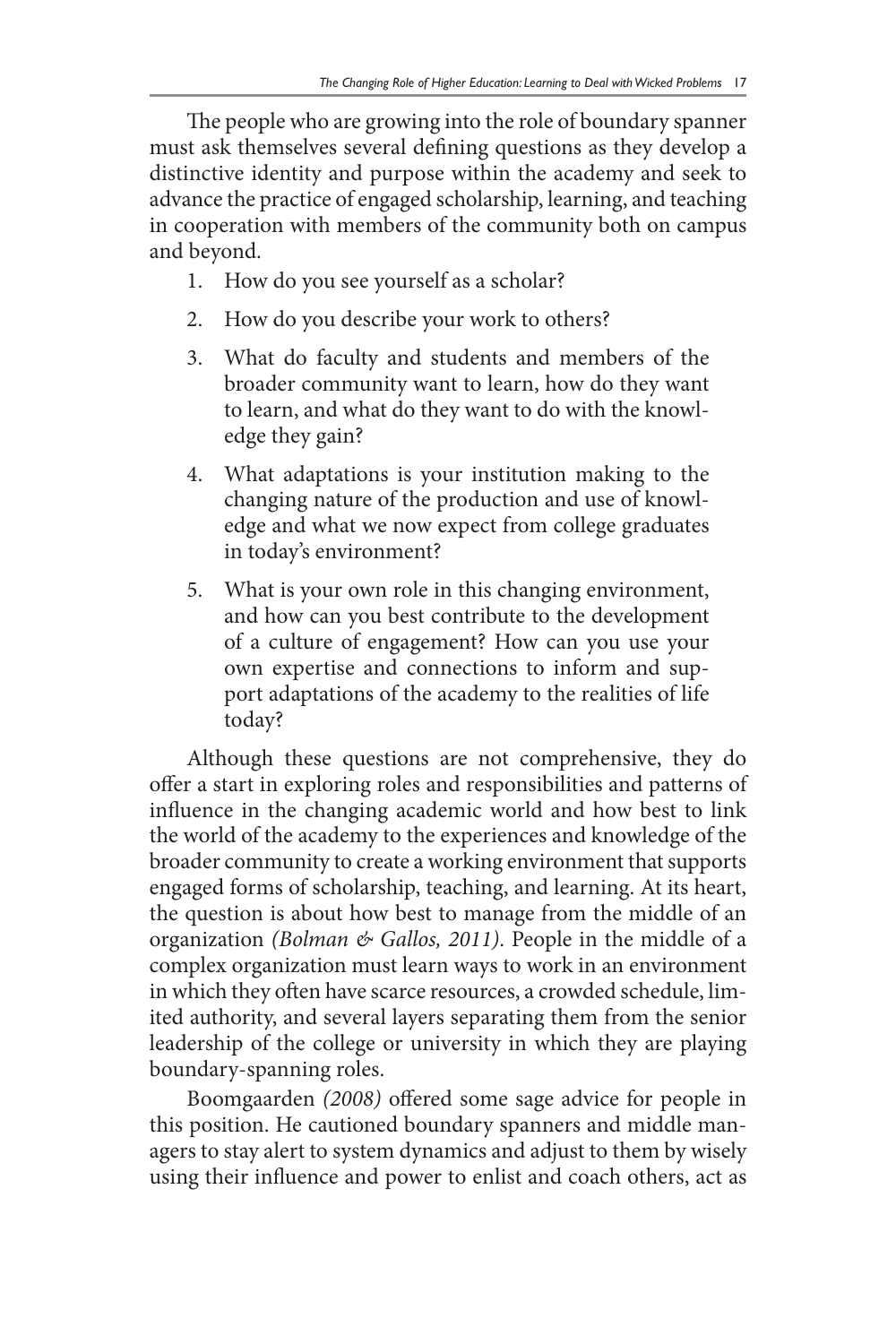The people who are growing into the role of boundary spanner must ask themselves several defining questions as they develop a distinctive identity and purpose within the academy and seek to advance the practice of engaged scholarship, learning, and teaching in cooperation with members of the community both on campus and beyond.

1. How do you see yourself as a scholar?
2. How do you describe your work to others?
3. What do faculty and students and members of the broader community want to learn, how do they want to learn, and what do they want to do with the knowledge they gain?
4. What adaptations is your institution making to the changing nature of the production and use of knowledge and what we now expect from college graduates in today's environment?
5. What is your own role in this changing environment, and how can you best contribute to the development of a culture of engagement? How can you use your own expertise and connections to inform and support adaptations of the academy to the realities of life today?

Although these questions are not comprehensive, they do offer a start in exploring roles and responsibilities and patterns of influence in the changing academic world and how best to link the world of the academy to the experiences and knowledge of the broader community to create a working environment that supports engaged forms of scholarship, teaching, and learning. At its heart, the question is about how best to manage from the middle of an organization *(Bolman & Gallos, 2011)*. People in the middle of a complex organization must learn ways to work in an environment in which they often have scarce resources, a crowded schedule, limited authority, and several layers separating them from the senior leadership of the college or university in which they are playing boundary-spanning roles.

Boomgaarden *(2008)* offered some sage advice for people in this position. He cautioned boundary spanners and middle managers to stay alert to system dynamics and adjust to them by wisely using their influence and power to enlist and coach others, act as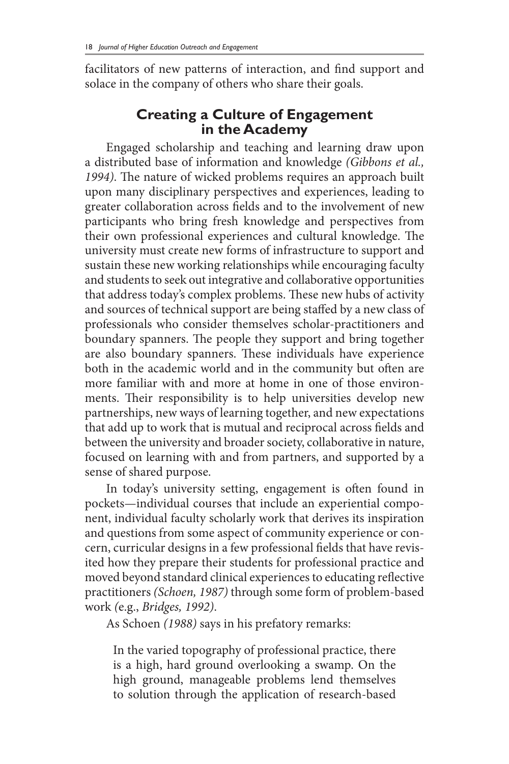facilitators of new patterns of interaction, and find support and solace in the company of others who share their goals.

## Creating a Culture of Engagement in the Academy

Engaged scholarship and teaching and learning draw upon a distributed base of information and knowledge *(Gibbons et al., 1994)*. The nature of wicked problems requires an approach built upon many disciplinary perspectives and experiences, leading to greater collaboration across fields and to the involvement of new participants who bring fresh knowledge and perspectives from their own professional experiences and cultural knowledge. The university must create new forms of infrastructure to support and sustain these new working relationships while encouraging faculty and students to seek out integrative and collaborative opportunities that address today's complex problems. These new hubs of activity and sources of technical support are being staffed by a new class of professionals who consider themselves scholar-practitioners and boundary spanners. The people they support and bring together are also boundary spanners. These individuals have experience both in the academic world and in the community but often are more familiar with and more at home in one of those environments. Their responsibility is to help universities develop new partnerships, new ways of learning together, and new expectations that add up to work that is mutual and reciprocal across fields and between the university and broader society, collaborative in nature, focused on learning with and from partners, and supported by a sense of shared purpose.

In today's university setting, engagement is often found in pockets—individual courses that include an experiential component, individual faculty scholarly work that derives its inspiration and questions from some aspect of community experience or concern, curricular designs in a few professional fields that have revisited how they prepare their students for professional practice and moved beyond standard clinical experiences to educating reflective practitioners *(Schoen, 1987)* through some form of problem-based work *(*e.g., *Bridges, 1992)*.

As Schoen *(1988)* says in his prefatory remarks:

> In the varied topography of professional practice, there is a high, hard ground overlooking a swamp. On the high ground, manageable problems lend themselves to solution through the application of research-based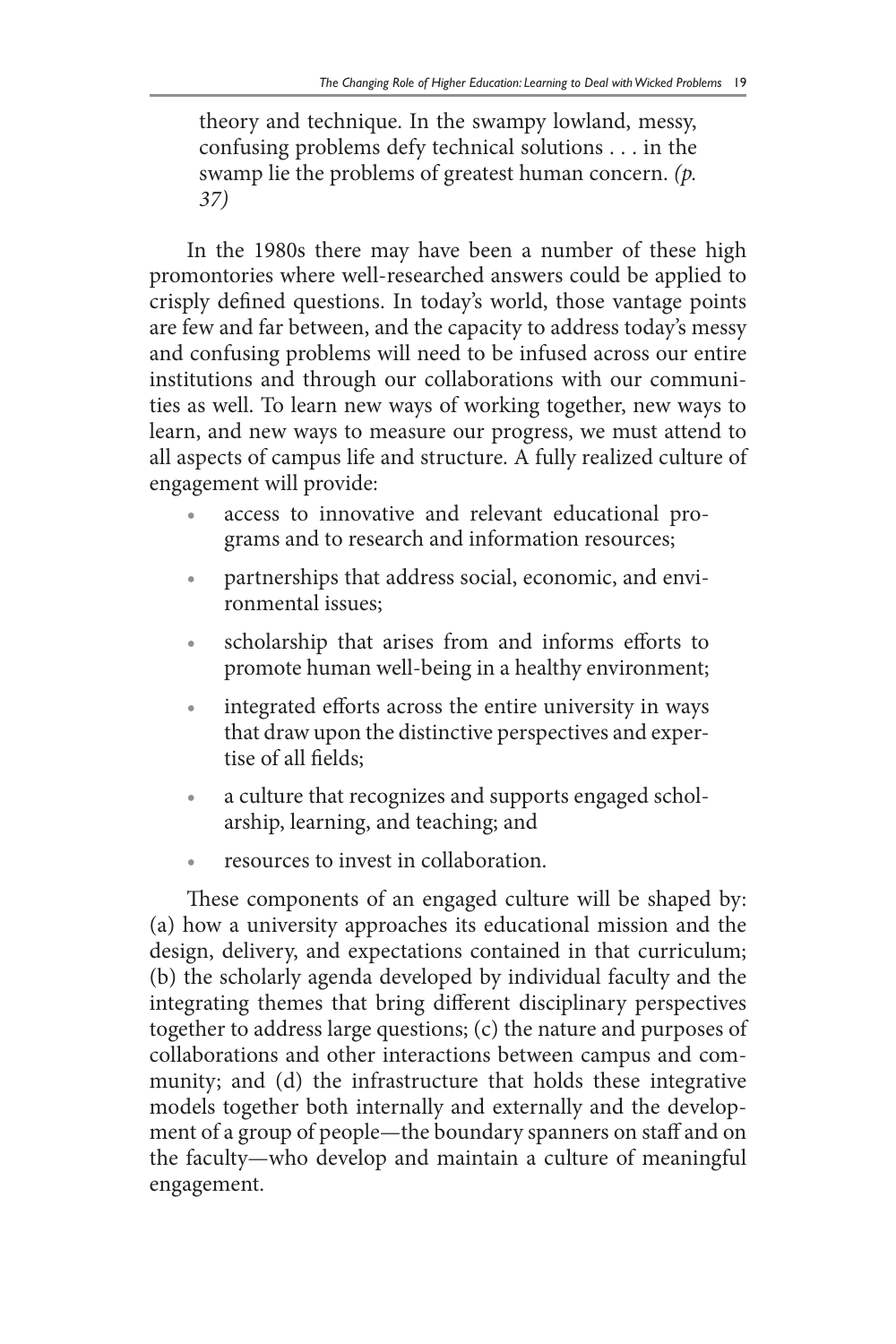> theory and technique. In the swampy lowland, messy, confusing problems defy technical solutions . . . in the swamp lie the problems of greatest human concern. *(p. 37)*

In the 1980s there may have been a number of these high promontories where well-researched answers could be applied to crisply defined questions. In today's world, those vantage points are few and far between, and the capacity to address today's messy and confusing problems will need to be infused across our entire institutions and through our collaborations with our communities as well. To learn new ways of working together, new ways to learn, and new ways to measure our progress, we must attend to all aspects of campus life and structure. A fully realized culture of engagement will provide:

- access to innovative and relevant educational programs and to research and information resources;
- partnerships that address social, economic, and environmental issues;
- scholarship that arises from and informs efforts to promote human well-being in a healthy environment;
- integrated efforts across the entire university in ways that draw upon the distinctive perspectives and expertise of all fields;
- a culture that recognizes and supports engaged scholarship, learning, and teaching; and
- resources to invest in collaboration.

These components of an engaged culture will be shaped by: (a) how a university approaches its educational mission and the design, delivery, and expectations contained in that curriculum; (b) the scholarly agenda developed by individual faculty and the integrating themes that bring different disciplinary perspectives together to address large questions; (c) the nature and purposes of collaborations and other interactions between campus and community; and (d) the infrastructure that holds these integrative models together both internally and externally and the development of a group of people—the boundary spanners on staff and on the faculty—who develop and maintain a culture of meaningful engagement.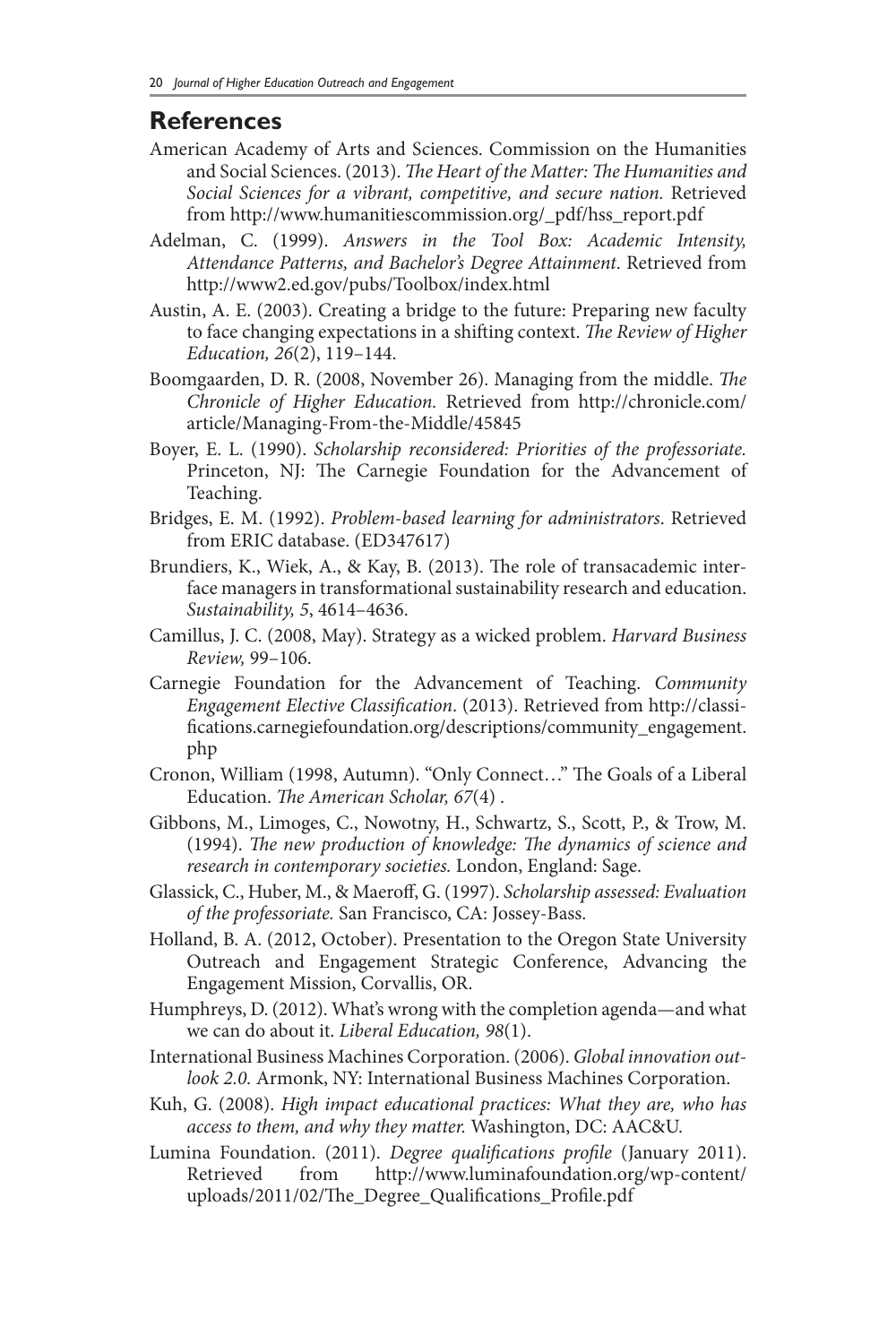## References

American Academy of Arts and Sciences. Commission on the Humanities and Social Sciences. (2013). *The Heart of the Matter: The Humanities and Social Sciences for a vibrant, competitive, and secure nation.* Retrieved from http://www.humanitiescommission.org/_pdf/hss_report.pdf

Adelman, C. (1999). *Answers in the Tool Box: Academic Intensity, Attendance Patterns, and Bachelor's Degree Attainment*. Retrieved from http://www2.ed.gov/pubs/Toolbox/index.html

Austin, A. E. (2003). Creating a bridge to the future: Preparing new faculty to face changing expectations in a shifting context. *The Review of Higher Education, 26*(2), 119–144.

Boomgaarden, D. R. (2008, November 26). Managing from the middle. *The Chronicle of Higher Education.* Retrieved from http://chronicle.com/article/Managing-From-the-Middle/45845

Boyer, E. L. (1990). *Scholarship reconsidered: Priorities of the professoriate.* Princeton, NJ: The Carnegie Foundation for the Advancement of Teaching.

Bridges, E. M. (1992). *Problem-based learning for administrators*. Retrieved from ERIC database. (ED347617)

Brundiers, K., Wiek, A., & Kay, B. (2013). The role of transacademic interface managers in transformational sustainability research and education. *Sustainability, 5*, 4614–4636.

Camillus, J. C. (2008, May). Strategy as a wicked problem. *Harvard Business Review,* 99–106.

Carnegie Foundation for the Advancement of Teaching. *Community Engagement Elective Classification*. (2013). Retrieved from http://classifications.carnegiefoundation.org/descriptions/community_engagement.php

Cronon, William (1998, Autumn). "Only Connect…" The Goals of a Liberal Education. *The American Scholar, 67*(4) .

Gibbons, M., Limoges, C., Nowotny, H., Schwartz, S., Scott, P., & Trow, M. (1994). *The new production of knowledge: The dynamics of science and research in contemporary societies.* London, England: Sage.

Glassick, C., Huber, M., & Maeroff, G. (1997). *Scholarship assessed: Evaluation of the professoriate.* San Francisco, CA: Jossey-Bass.

Holland, B. A. (2012, October). Presentation to the Oregon State University Outreach and Engagement Strategic Conference, Advancing the Engagement Mission, Corvallis, OR.

Humphreys, D. (2012). What's wrong with the completion agenda—and what we can do about it. *Liberal Education, 98*(1).

International Business Machines Corporation. (2006). *Global innovation outlook 2.0.* Armonk, NY: International Business Machines Corporation.

Kuh, G. (2008). *High impact educational practices: What they are, who has access to them, and why they matter.* Washington, DC: AAC&U.

Lumina Foundation. (2011). *Degree qualifications profile* (January 2011). Retrieved from http://www.luminafoundation.org/wp-content/uploads/2011/02/The_Degree_Qualifications_Profile.pdf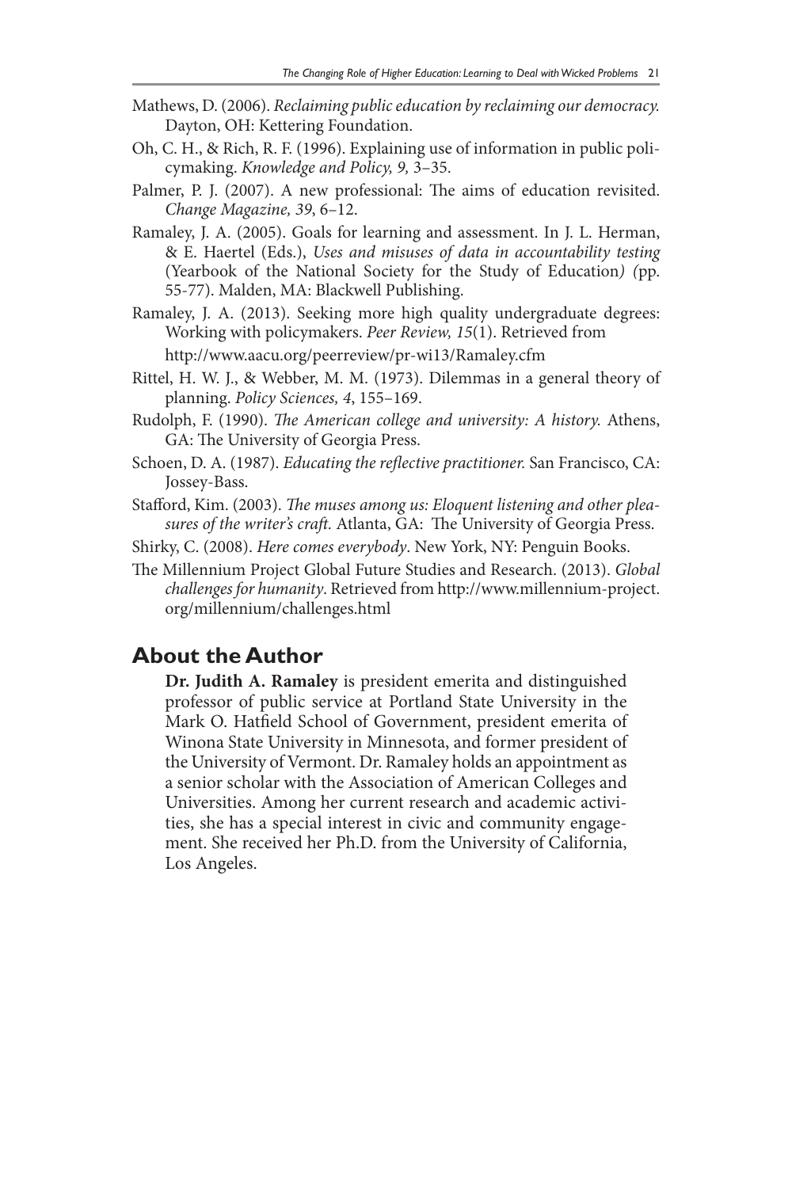Mathews, D. (2006). *Reclaiming public education by reclaiming our democracy.* Dayton, OH: Kettering Foundation.

Oh, C. H., & Rich, R. F. (1996). Explaining use of information in public policymaking. *Knowledge and Policy, 9,* 3–35.

Palmer, P. J. (2007). A new professional: The aims of education revisited. *Change Magazine, 39*, 6–12.

Ramaley, J. A. (2005). Goals for learning and assessment. In J. L. Herman, & E. Haertel (Eds.), *Uses and misuses of data in accountability testing* (Yearbook of the National Society for the Study of Education*)* (pp. 55-77). Malden, MA: Blackwell Publishing.

Ramaley, J. A. (2013). Seeking more high quality undergraduate degrees: Working with policymakers. *Peer Review, 15*(1). Retrieved from http://www.aacu.org/peerreview/pr-wi13/Ramaley.cfm

Rittel, H. W. J., & Webber, M. M. (1973). Dilemmas in a general theory of planning. *Policy Sciences, 4*, 155–169.

Rudolph, F. (1990). *The American college and university: A history.* Athens, GA: The University of Georgia Press.

Schoen, D. A. (1987). *Educating the reflective practitioner.* San Francisco, CA: Jossey-Bass.

Stafford, Kim. (2003). *The muses among us: Eloquent listening and other pleasures of the writer's craft.* Atlanta, GA: The University of Georgia Press.

Shirky, C. (2008). *Here comes everybody*. New York, NY: Penguin Books.

The Millennium Project Global Future Studies and Research. (2013). *Global challenges for humanity*. Retrieved from http://www.millennium-project.org/millennium/challenges.html

## About the Author

**Dr. Judith A. Ramaley** is president emerita and distinguished professor of public service at Portland State University in the Mark O. Hatfield School of Government, president emerita of Winona State University in Minnesota, and former president of the University of Vermont. Dr. Ramaley holds an appointment as a senior scholar with the Association of American Colleges and Universities. Among her current research and academic activities, she has a special interest in civic and community engagement. She received her Ph.D. from the University of California, Los Angeles.